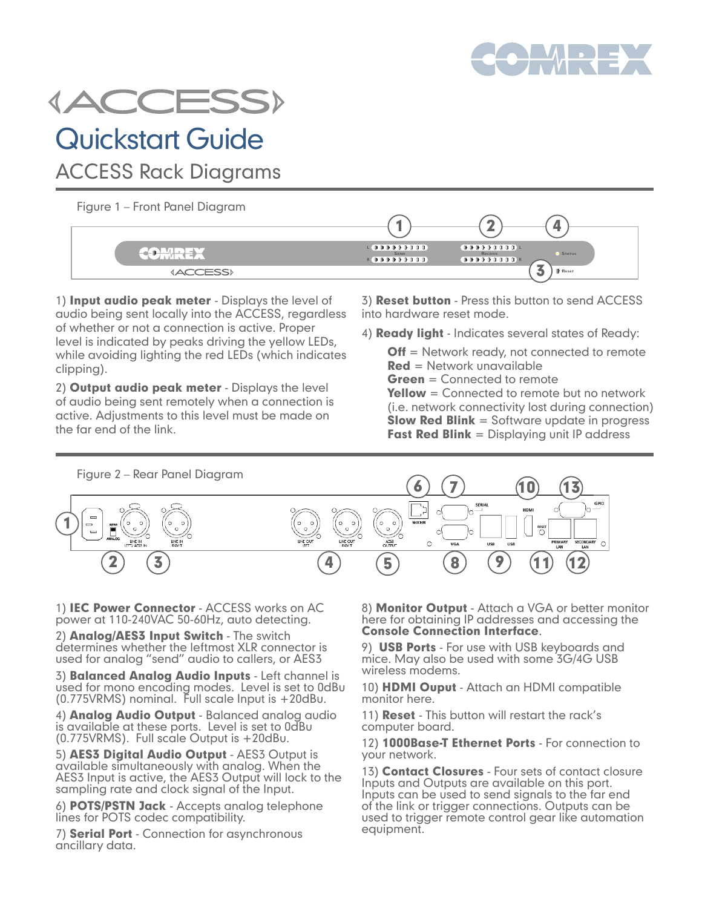# ACCESS

## Quickstart Guide

### ACCESS Rack Diagrams

Figure 1 – Front Panel Diagram

1) **Input audio peak meter** - Displays the level of audio being sent locally into the ACCESS, regardless of whether or not a connection is active. Proper level is indicated by peaks driving the yellow LEDs, while avoiding lighting the red LEDs (which indicates clipping).

2) **Output audio peak meter** - Displays the level of audio being sent remotely when a connection is active. Adjustments to this level must be made on the far end of the link.

3) **Reset button** - Press this button to send ACCESS into hardware reset mode.

4) **Ready light** - Indicates several states of Ready:

- **Off** = Network ready, not connected to remote
- **Red** = Network unavailable
- **Green** = Connected to remote
- **Yellow** = Connected to remote but no network (i.e. network connectivity lost during connection)
- **Slow Red Blink** = Software update in progress
- **Fast Red Blink** = Displaying unit IP address

Figure 2 – Rear Panel Diagram

1) **IEC Power Connector** - ACCESS works on AC power at 110-240VAC 50-60Hz, auto detecting.

2) **Analog/AES3 Input Switch** - The switch determines whether the leftmost XLR connector is used for analog "send" audio to callers, or AES3

3) **Balanced Analog Audio Inputs** - Left channel is used for mono encoding modes. Level is set to 0dBu (0.775VRMS) nominal. Full scale Input is +20dBu.

4) **Analog Audio Output** - Balanced analog audio is available at these ports. Level is set to 0dBu (0.775VRMS). Full scale Output is +20dBu.

5) **AES3 Digital Audio Output** - AES3 Output is available simultaneously with analog. When the AES3 Input is active, the AES3 Output will lock to the sampling rate and clock signal of the Input.

6) **POTS/PSTN Jack** - Accepts analog telephone lines for POTS codec compatibility.

7) **Serial Port** - Connection for asynchronous ancillary data.

8) **Monitor Output** - Attach a VGA or better monitor here for obtaining IP addresses and accessing the **Console Connection Interface**.

9) **USB Ports** - For use with USB keyboards and mice. May also be used with some 3G/4G USB wireless modems.

10) **HDMI Ouput** - Attach an HDMI compatible monitor here.

11) **Reset** - This button will restart the rack's computer board.

12) **1000Base-T Ethernet Ports** - For connection to your network.

13) **Contact Closures** - Four sets of contact closure Inputs and Outputs are available on this port. Inputs can be used to send signals to the far end of the link or trigger connections. Outputs can be used to trigger remote control gear like automation equipment.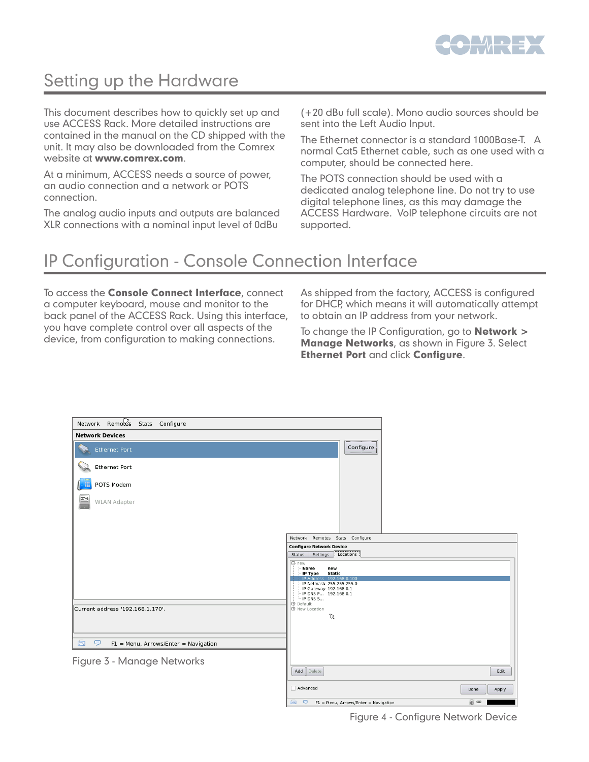## Setting up the Hardware

This document describes how to quickly set up and use ACCESS Rack. More detailed instructions are contained in the manual on the CD shipped with the unit. It may also be downloaded from the Comrex website at **www.comrex.com**.

At a minimum, ACCESS needs a source of power, an audio connection and a network or POTS connection.

The analog audio inputs and outputs are balanced XLR connections with a nominal input level of 0dBu (+20 dBu full scale). Mono audio sources should be sent into the Left Audio Input.

The Ethernet connector is a standard 1000Base-T. A normal Cat5 Ethernet cable, such as one used with a computer, should be connected here.

The POTS connection should be used with a dedicated analog telephone line. Do not try to use digital telephone lines, as this may damage the ACCESS Hardware. VoIP telephone circuits are not supported.

## IP Configuration - Console Connection Interface

To access the **Console Connect Interface**, connect a computer keyboard, mouse and monitor to the back panel of the ACCESS Rack. Using this interface, you have complete control over all aspects of the device, from configuration to making connections.

As shipped from the factory, ACCESS is configured for DHCP, which means it will automatically attempt to obtain an IP address from your network.

To change the IP Configuration, go to **Network > Manage Networks**, as shown in Figure 3. Select **Ethernet Port** and click **Configure**.

Figure 3 - Manage Networks

Figure 4 - Configure Network Device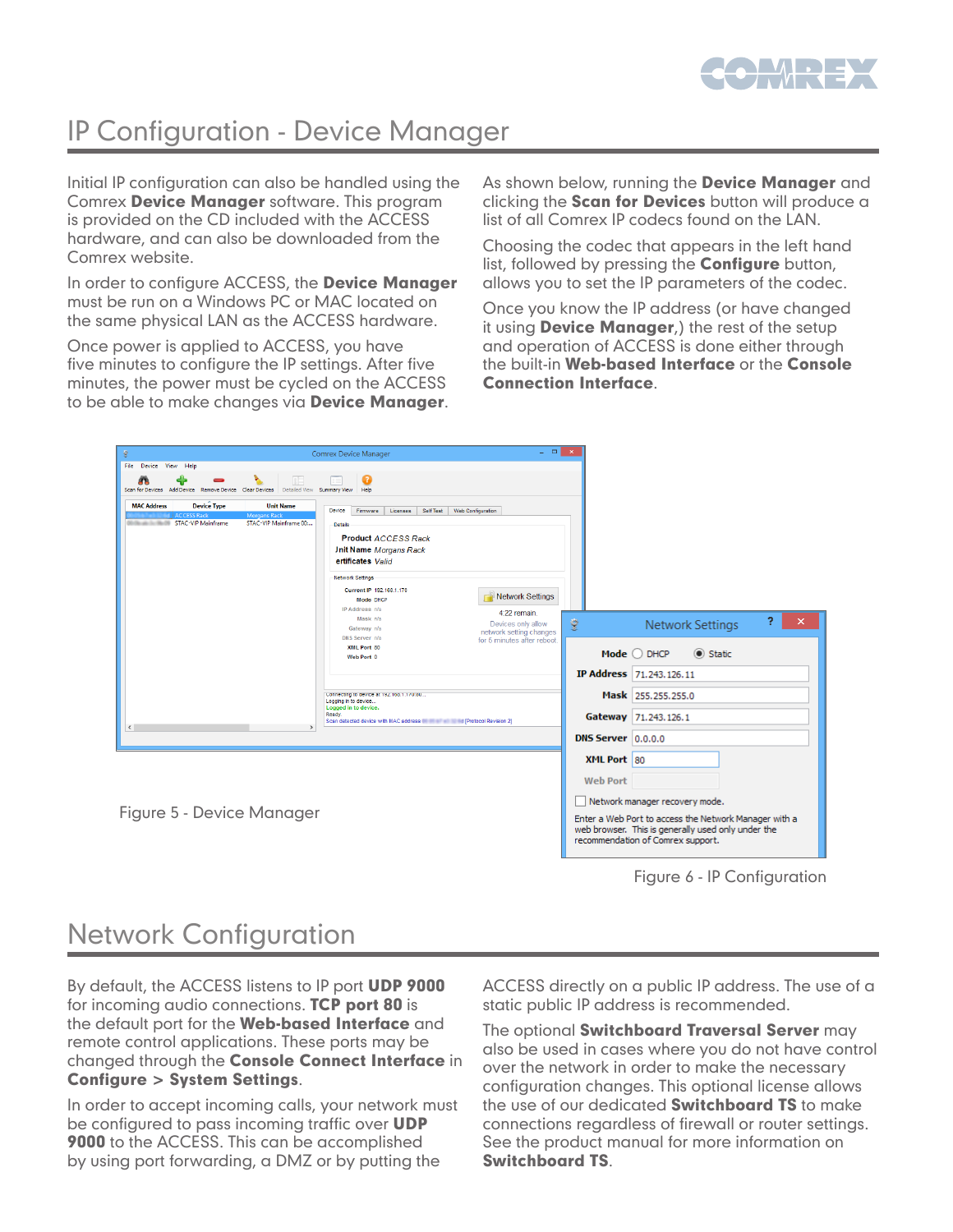# IP Configuration - Device Manager

Initial IP configuration can also be handled using the Comrex **Device Manager** software. This program is provided on the CD included with the ACCESS hardware, and can also be downloaded from the Comrex website.

In order to configure ACCESS, the **Device Manager** must be run on a Windows PC or MAC located on the same physical LAN as the ACCESS hardware.

Once power is applied to ACCESS, you have five minutes to configure the IP settings. After five minutes, the power must be cycled on the ACCESS to be able to make changes via **Device Manager**.

As shown below, running the **Device Manager** and clicking the **Scan for Devices** button will produce a list of all Comrex IP codecs found on the LAN.

Choosing the codec that appears in the left hand list, followed by pressing the **Configure** button, allows you to set the IP parameters of the codec.

Once you know the IP address (or have changed it using **Device Manager**,) the rest of the setup and operation of ACCESS is done either through the built-in **Web-based Interface** or the **Console Connection Interface**.

Figure 5 - Device Manager

Figure 6 - IP Configuration

# Network Configuration

By default, the ACCESS listens to IP port **UDP 9000** for incoming audio connections. **TCP port 80** is the default port for the **Web-based Interface** and remote control applications. These ports may be changed through the **Console Connect Interface** in **Configure > System Settings**.

In order to accept incoming calls, your network must be configured to pass incoming traffic over **UDP 9000** to the ACCESS. This can be accomplished by using port forwarding, a DMZ or by putting the ACCESS directly on a public IP address. The use of a static public IP address is recommended.

The optional **Switchboard Traversal Server** may also be used in cases where you do not have control over the network in order to make the necessary configuration changes. This optional license allows the use of our dedicated **Switchboard TS** to make connections regardless of firewall or router settings. See the product manual for more information on **Switchboard TS**.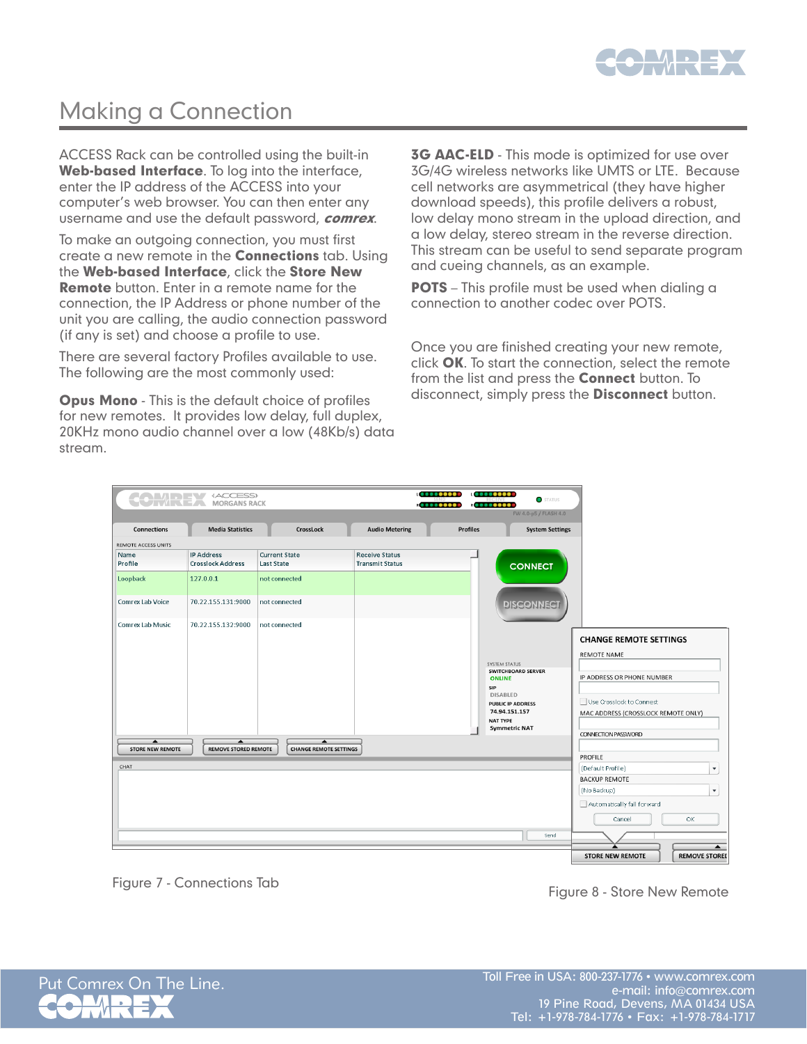# Making a Connection

ACCESS Rack can be controlled using the built-in **Web-based Interface**. To log into the interface, enter the IP address of the ACCESS into your computer's web browser. You can then enter any username and use the default password, ***comrex***.

To make an outgoing connection, you must first create a new remote in the **Connections** tab. Using the **Web-based Interface**, click the **Store New Remote** button. Enter in a remote name for the connection, the IP Address or phone number of the unit you are calling, the audio connection password (if any is set) and choose a profile to use.

There are several factory Profiles available to use. The following are the most commonly used:

**Opus Mono** - This is the default choice of profiles for new remotes. It provides low delay, full duplex, 20KHz mono audio channel over a low (48Kb/s) data stream.

**3G AAC-ELD** - This mode is optimized for use over 3G/4G wireless networks like UMTS or LTE. Because cell networks are asymmetrical (they have higher download speeds), this profile delivers a robust, low delay mono stream in the upload direction, and a low delay, stereo stream in the reverse direction. This stream can be useful to send separate program and cueing channels, as an example.

**POTS** – This profile must be used when dialing a connection to another codec over POTS.

Once you are finished creating your new remote, click **OK**. To start the connection, select the remote from the list and press the **Connect** button. To disconnect, simply press the **Disconnect** button.

Figure 7 - Connections Tab

Figure 8 - Store New Remote

Put Comrex On The Line.

Toll Free in USA: 800-237-1776 • www.comrex.com
e-mail: info@comrex.com
19 Pine Road, Devens, MA 01434 USA
Tel: +1-978-784-1776 • Fax: +1-978-784-1717